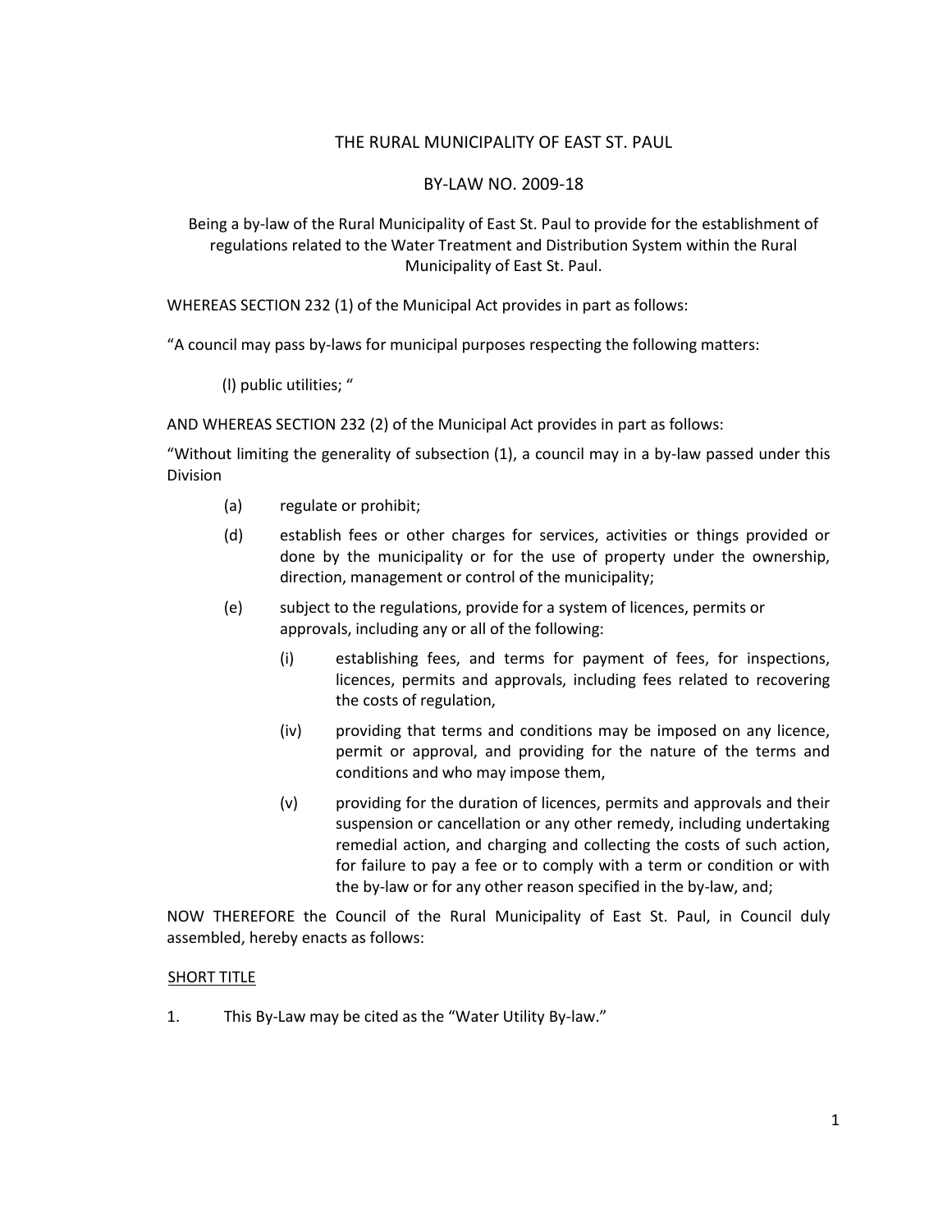# THE RURAL MUNICIPALITY OF EAST ST. PAUL

## BY-LAW NO. 2009-18

Being a by-law of the Rural Municipality of East St. Paul to provide for the establishment of regulations related to the Water Treatment and Distribution System within the Rural Municipality of East St. Paul.

WHEREAS SECTION 232 (1) of the Municipal Act provides in part as follows:

"A council may pass by-laws for municipal purposes respecting the following matters:

(l) public utilities; "

AND WHEREAS SECTION 232 (2) of the Municipal Act provides in part as follows:

"Without limiting the generality of subsection (1), a council may in a by-law passed under this Division

(a) regulate or prohibit;

(d) establish fees or other charges for services, activities or things provided or done by the municipality or for the use of property under the ownership, direction, management or control of the municipality;

(e) subject to the regulations, provide for a system of licences, permits or approvals, including any or all of the following:

(i) establishing fees, and terms for payment of fees, for inspections, licences, permits and approvals, including fees related to recovering the costs of regulation,

(iv) providing that terms and conditions may be imposed on any licence, permit or approval, and providing for the nature of the terms and conditions and who may impose them,

(v) providing for the duration of licences, permits and approvals and their suspension or cancellation or any other remedy, including undertaking remedial action, and charging and collecting the costs of such action, for failure to pay a fee or to comply with a term or condition or with the by-law or for any other reason specified in the by-law, and;

NOW THEREFORE the Council of the Rural Municipality of East St. Paul, in Council duly assembled, hereby enacts as follows:

SHORT TITLE

1. This By-Law may be cited as the "Water Utility By-law."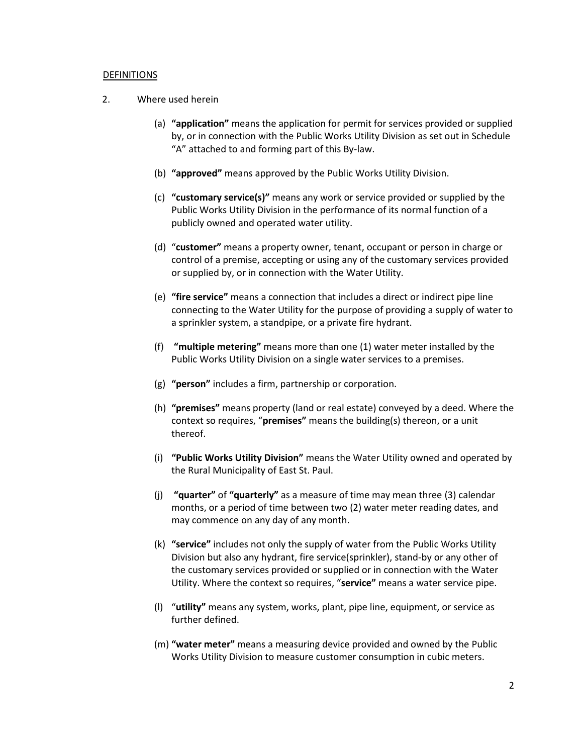<u>DEFINITIONS</u>

2. Where used herein

   (a) **"application"** means the application for permit for services provided or supplied by, or in connection with the Public Works Utility Division as set out in Schedule "A" attached to and forming part of this By-law.

   (b) **"approved"** means approved by the Public Works Utility Division.

   (c) **"customary service(s)"** means any work or service provided or supplied by the Public Works Utility Division in the performance of its normal function of a publicly owned and operated water utility.

   (d) "**customer"** means a property owner, tenant, occupant or person in charge or control of a premise, accepting or using any of the customary services provided or supplied by, or in connection with the Water Utility.

   (e) **"fire service"** means a connection that includes a direct or indirect pipe line connecting to the Water Utility for the purpose of providing a supply of water to a sprinkler system, a standpipe, or a private fire hydrant.

   (f) **"multiple metering"** means more than one (1) water meter installed by the Public Works Utility Division on a single water services to a premises.

   (g) **"person"** includes a firm, partnership or corporation.

   (h) **"premises"** means property (land or real estate) conveyed by a deed. Where the context so requires, "**premises"** means the building(s) thereon, or a unit thereof.

   (i) **"Public Works Utility Division"** means the Water Utility owned and operated by the Rural Municipality of East St. Paul.

   (j) **"quarter"** of **"quarterly"** as a measure of time may mean three (3) calendar months, or a period of time between two (2) water meter reading dates, and may commence on any day of any month.

   (k) **"service"** includes not only the supply of water from the Public Works Utility Division but also any hydrant, fire service(sprinkler), stand-by or any other of the customary services provided or supplied or in connection with the Water Utility. Where the context so requires, "**service"** means a water service pipe.

   (l) "**utility"** means any system, works, plant, pipe line, equipment, or service as further defined.

   (m) **"water meter"** means a measuring device provided and owned by the Public Works Utility Division to measure customer consumption in cubic meters.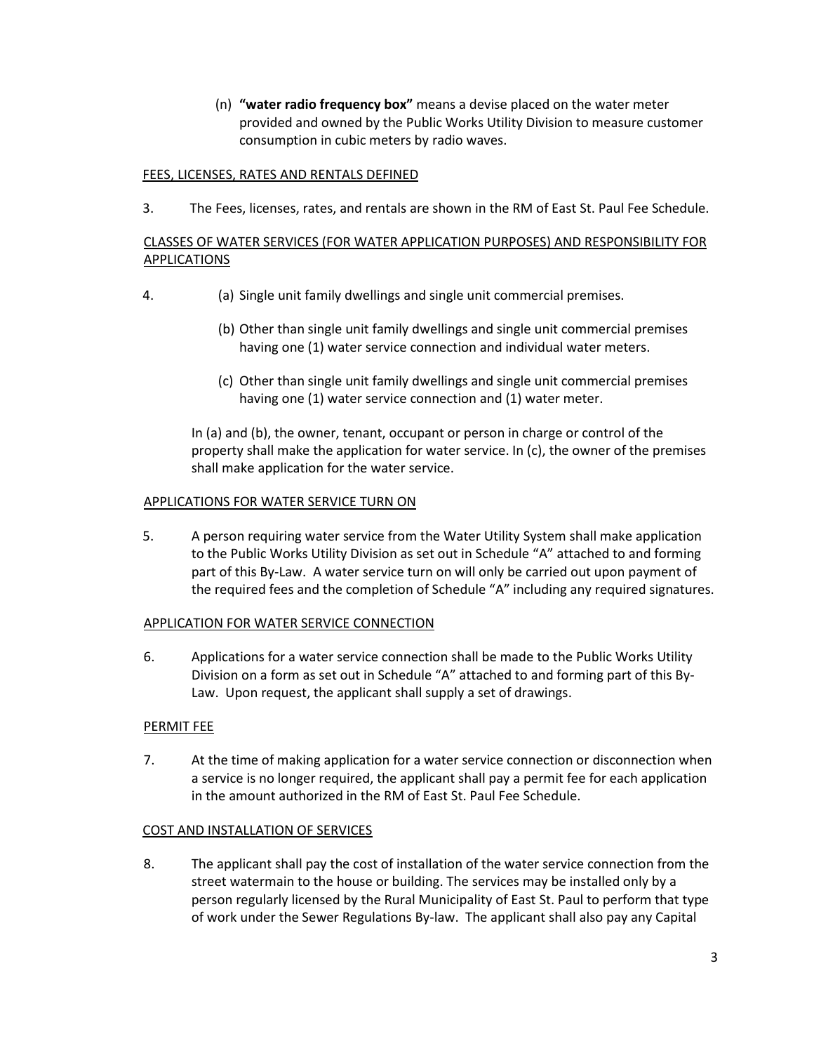(n) **"water radio frequency box"** means a devise placed on the water meter provided and owned by the Public Works Utility Division to measure customer consumption in cubic meters by radio waves.

FEES, LICENSES, RATES AND RENTALS DEFINED

3. The Fees, licenses, rates, and rentals are shown in the RM of East St. Paul Fee Schedule.

CLASSES OF WATER SERVICES (FOR WATER APPLICATION PURPOSES) AND RESPONSIBILITY FOR APPLICATIONS

4. (a) Single unit family dwellings and single unit commercial premises.

   (b) Other than single unit family dwellings and single unit commercial premises having one (1) water service connection and individual water meters.

   (c) Other than single unit family dwellings and single unit commercial premises having one (1) water service connection and (1) water meter.

   In (a) and (b), the owner, tenant, occupant or person in charge or control of the property shall make the application for water service. In (c), the owner of the premises shall make application for the water service.

APPLICATIONS FOR WATER SERVICE TURN ON

5. A person requiring water service from the Water Utility System shall make application to the Public Works Utility Division as set out in Schedule "A" attached to and forming part of this By-Law. A water service turn on will only be carried out upon payment of the required fees and the completion of Schedule "A" including any required signatures.

APPLICATION FOR WATER SERVICE CONNECTION

6. Applications for a water service connection shall be made to the Public Works Utility Division on a form as set out in Schedule "A" attached to and forming part of this By-Law. Upon request, the applicant shall supply a set of drawings.

PERMIT FEE

7. At the time of making application for a water service connection or disconnection when a service is no longer required, the applicant shall pay a permit fee for each application in the amount authorized in the RM of East St. Paul Fee Schedule.

COST AND INSTALLATION OF SERVICES

8. The applicant shall pay the cost of installation of the water service connection from the street watermain to the house or building. The services may be installed only by a person regularly licensed by the Rural Municipality of East St. Paul to perform that type of work under the Sewer Regulations By-law. The applicant shall also pay any Capital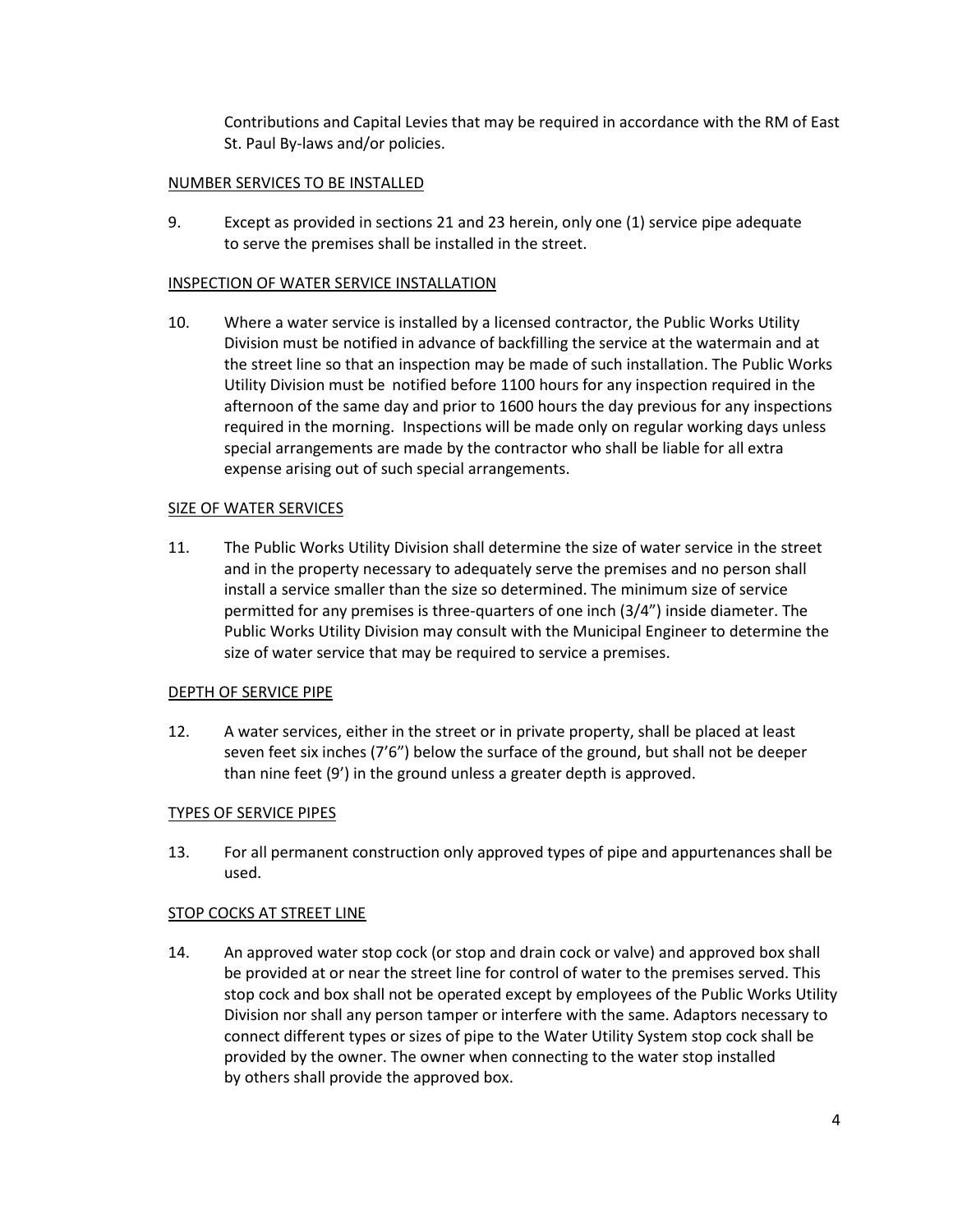Contributions and Capital Levies that may be required in accordance with the RM of East St. Paul By-laws and/or policies.

NUMBER SERVICES TO BE INSTALLED

9. Except as provided in sections 21 and 23 herein, only one (1) service pipe adequate to serve the premises shall be installed in the street.

INSPECTION OF WATER SERVICE INSTALLATION

10. Where a water service is installed by a licensed contractor, the Public Works Utility Division must be notified in advance of backfilling the service at the watermain and at the street line so that an inspection may be made of such installation. The Public Works Utility Division must be notified before 1100 hours for any inspection required in the afternoon of the same day and prior to 1600 hours the day previous for any inspections required in the morning. Inspections will be made only on regular working days unless special arrangements are made by the contractor who shall be liable for all extra expense arising out of such special arrangements.

SIZE OF WATER SERVICES

11. The Public Works Utility Division shall determine the size of water service in the street and in the property necessary to adequately serve the premises and no person shall install a service smaller than the size so determined. The minimum size of service permitted for any premises is three-quarters of one inch (3/4") inside diameter. The Public Works Utility Division may consult with the Municipal Engineer to determine the size of water service that may be required to service a premises.

DEPTH OF SERVICE PIPE

12. A water services, either in the street or in private property, shall be placed at least seven feet six inches (7'6") below the surface of the ground, but shall not be deeper than nine feet (9') in the ground unless a greater depth is approved.

TYPES OF SERVICE PIPES

13. For all permanent construction only approved types of pipe and appurtenances shall be used.

STOP COCKS AT STREET LINE

14. An approved water stop cock (or stop and drain cock or valve) and approved box shall be provided at or near the street line for control of water to the premises served. This stop cock and box shall not be operated except by employees of the Public Works Utility Division nor shall any person tamper or interfere with the same. Adaptors necessary to connect different types or sizes of pipe to the Water Utility System stop cock shall be provided by the owner. The owner when connecting to the water stop installed by others shall provide the approved box.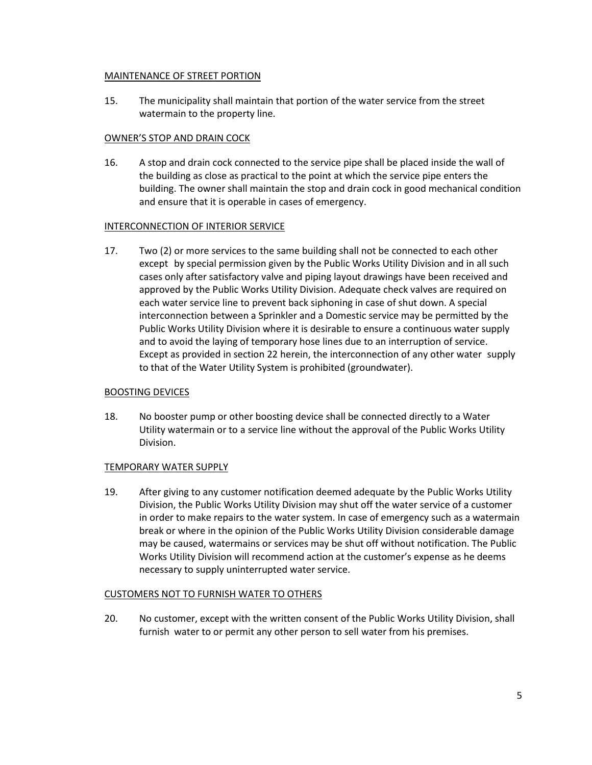MAINTENANCE OF STREET PORTION

15. The municipality shall maintain that portion of the water service from the street watermain to the property line.

OWNER'S STOP AND DRAIN COCK

16. A stop and drain cock connected to the service pipe shall be placed inside the wall of the building as close as practical to the point at which the service pipe enters the building. The owner shall maintain the stop and drain cock in good mechanical condition and ensure that it is operable in cases of emergency.

INTERCONNECTION OF INTERIOR SERVICE

17. Two (2) or more services to the same building shall not be connected to each other except by special permission given by the Public Works Utility Division and in all such cases only after satisfactory valve and piping layout drawings have been received and approved by the Public Works Utility Division. Adequate check valves are required on each water service line to prevent back siphoning in case of shut down. A special interconnection between a Sprinkler and a Domestic service may be permitted by the Public Works Utility Division where it is desirable to ensure a continuous water supply and to avoid the laying of temporary hose lines due to an interruption of service. Except as provided in section 22 herein, the interconnection of any other water supply to that of the Water Utility System is prohibited (groundwater).

BOOSTING DEVICES

18. No booster pump or other boosting device shall be connected directly to a Water Utility watermain or to a service line without the approval of the Public Works Utility Division.

TEMPORARY WATER SUPPLY

19. After giving to any customer notification deemed adequate by the Public Works Utility Division, the Public Works Utility Division may shut off the water service of a customer in order to make repairs to the water system. In case of emergency such as a watermain break or where in the opinion of the Public Works Utility Division considerable damage may be caused, watermains or services may be shut off without notification. The Public Works Utility Division will recommend action at the customer's expense as he deems necessary to supply uninterrupted water service.

CUSTOMERS NOT TO FURNISH WATER TO OTHERS

20. No customer, except with the written consent of the Public Works Utility Division, shall furnish water to or permit any other person to sell water from his premises.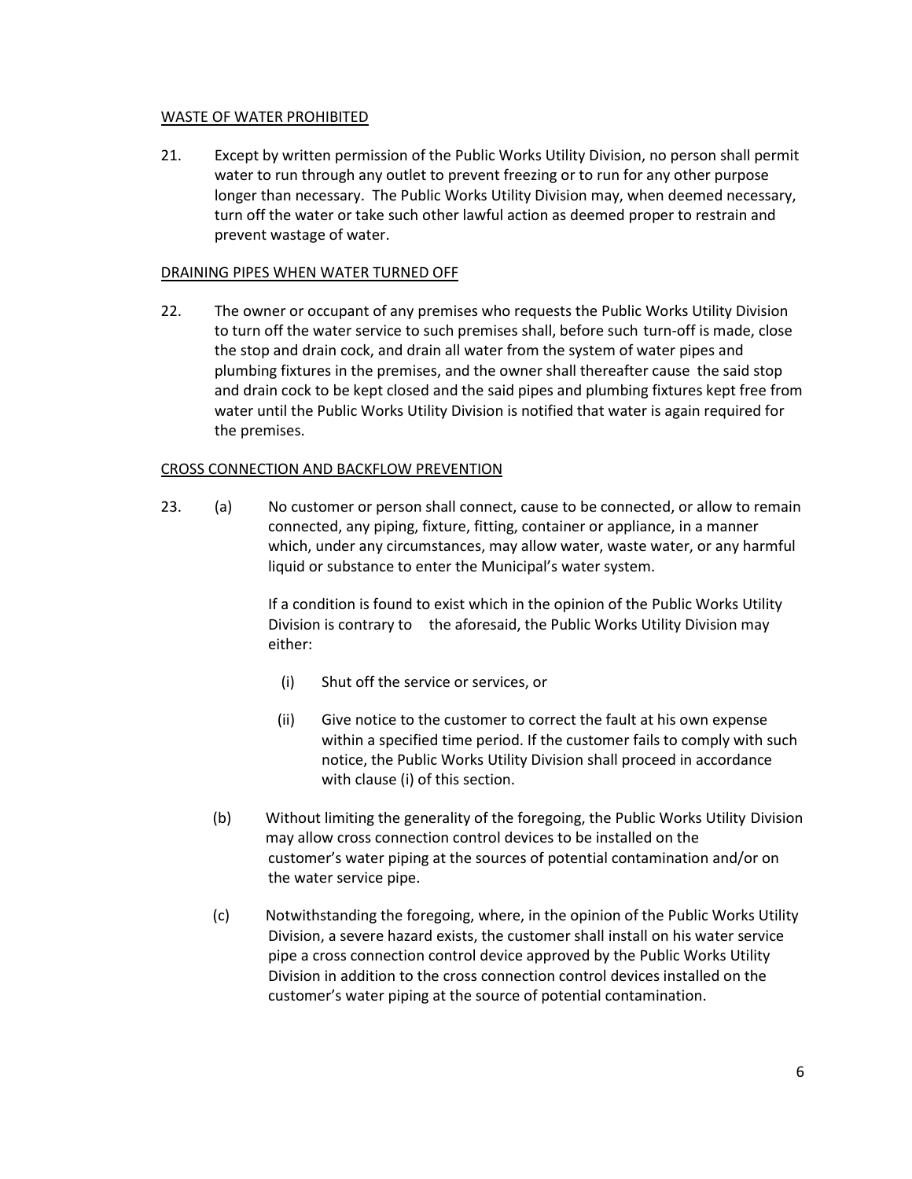WASTE OF WATER PROHIBITED

21. Except by written permission of the Public Works Utility Division, no person shall permit water to run through any outlet to prevent freezing or to run for any other purpose longer than necessary. The Public Works Utility Division may, when deemed necessary, turn off the water or take such other lawful action as deemed proper to restrain and prevent wastage of water.

DRAINING PIPES WHEN WATER TURNED OFF

22. The owner or occupant of any premises who requests the Public Works Utility Division to turn off the water service to such premises shall, before such turn-off is made, close the stop and drain cock, and drain all water from the system of water pipes and plumbing fixtures in the premises, and the owner shall thereafter cause the said stop and drain cock to be kept closed and the said pipes and plumbing fixtures kept free from water until the Public Works Utility Division is notified that water is again required for the premises.

CROSS CONNECTION AND BACKFLOW PREVENTION

23. (a) No customer or person shall connect, cause to be connected, or allow to remain connected, any piping, fixture, fitting, container or appliance, in a manner which, under any circumstances, may allow water, waste water, or any harmful liquid or substance to enter the Municipal's water system.

If a condition is found to exist which in the opinion of the Public Works Utility Division is contrary to the aforesaid, the Public Works Utility Division may either:

(i) Shut off the service or services, or

(ii) Give notice to the customer to correct the fault at his own expense within a specified time period. If the customer fails to comply with such notice, the Public Works Utility Division shall proceed in accordance with clause (i) of this section.

(b) Without limiting the generality of the foregoing, the Public Works Utility Division may allow cross connection control devices to be installed on the customer's water piping at the sources of potential contamination and/or on the water service pipe.

(c) Notwithstanding the foregoing, where, in the opinion of the Public Works Utility Division, a severe hazard exists, the customer shall install on his water service pipe a cross connection control device approved by the Public Works Utility Division in addition to the cross connection control devices installed on the customer's water piping at the source of potential contamination.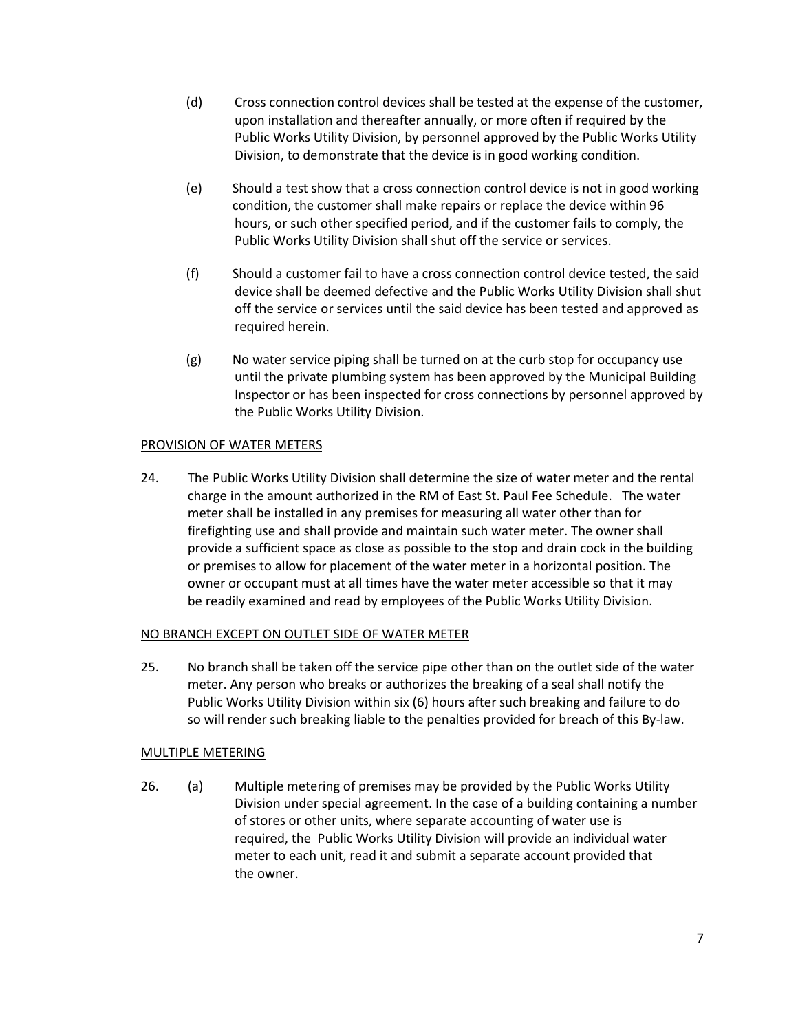(d) Cross connection control devices shall be tested at the expense of the customer, upon installation and thereafter annually, or more often if required by the Public Works Utility Division, by personnel approved by the Public Works Utility Division, to demonstrate that the device is in good working condition.

(e) Should a test show that a cross connection control device is not in good working condition, the customer shall make repairs or replace the device within 96 hours, or such other specified period, and if the customer fails to comply, the Public Works Utility Division shall shut off the service or services.

(f) Should a customer fail to have a cross connection control device tested, the said device shall be deemed defective and the Public Works Utility Division shall shut off the service or services until the said device has been tested and approved as required herein.

(g) No water service piping shall be turned on at the curb stop for occupancy use until the private plumbing system has been approved by the Municipal Building Inspector or has been inspected for cross connections by personnel approved by the Public Works Utility Division.

PROVISION OF WATER METERS

24. The Public Works Utility Division shall determine the size of water meter and the rental charge in the amount authorized in the RM of East St. Paul Fee Schedule. The water meter shall be installed in any premises for measuring all water other than for firefighting use and shall provide and maintain such water meter. The owner shall provide a sufficient space as close as possible to the stop and drain cock in the building or premises to allow for placement of the water meter in a horizontal position. The owner or occupant must at all times have the water meter accessible so that it may be readily examined and read by employees of the Public Works Utility Division.

NO BRANCH EXCEPT ON OUTLET SIDE OF WATER METER

25. No branch shall be taken off the service pipe other than on the outlet side of the water meter. Any person who breaks or authorizes the breaking of a seal shall notify the Public Works Utility Division within six (6) hours after such breaking and failure to do so will render such breaking liable to the penalties provided for breach of this By-law.

MULTIPLE METERING

26. (a) Multiple metering of premises may be provided by the Public Works Utility Division under special agreement. In the case of a building containing a number of stores or other units, where separate accounting of water use is required, the Public Works Utility Division will provide an individual water meter to each unit, read it and submit a separate account provided that the owner.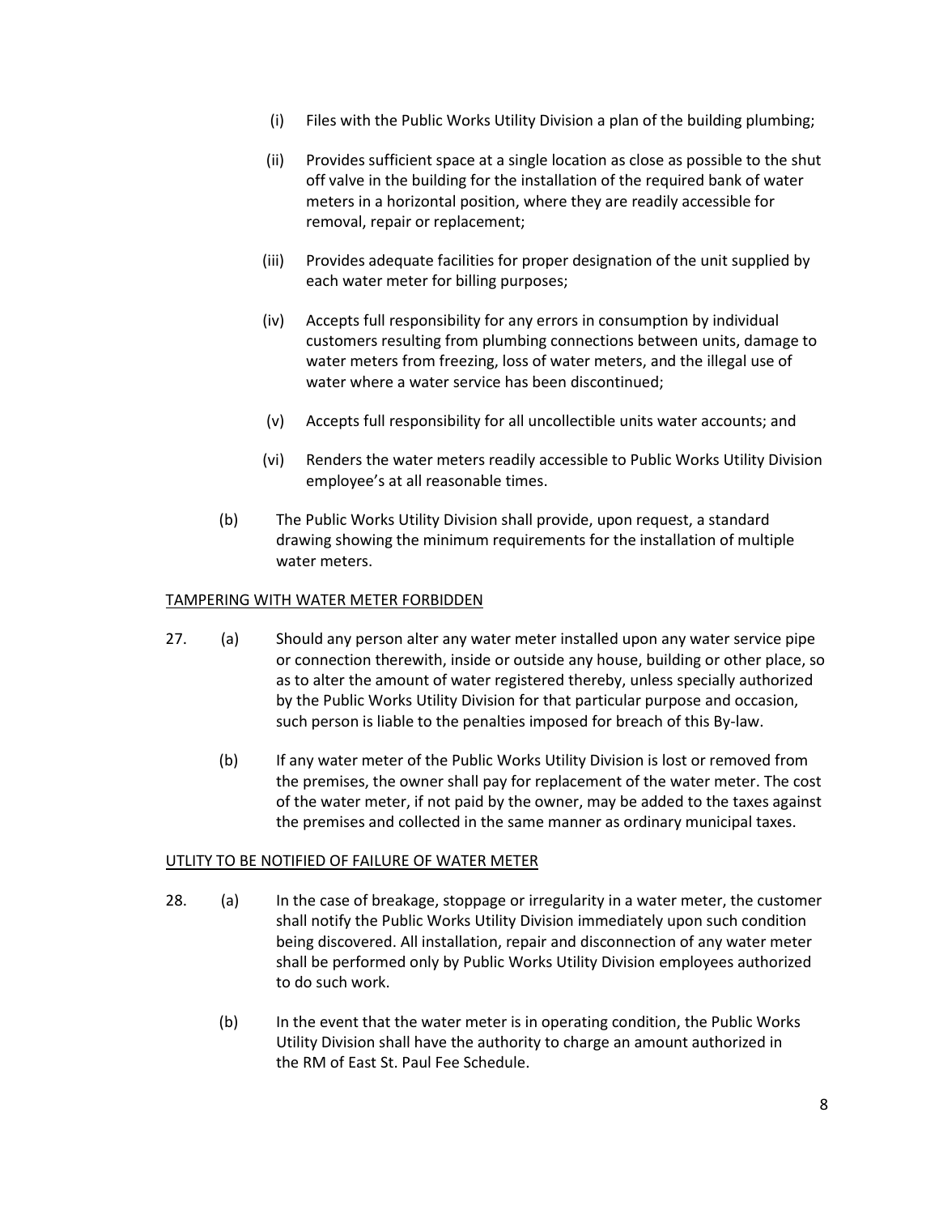(i) Files with the Public Works Utility Division a plan of the building plumbing;

(ii) Provides sufficient space at a single location as close as possible to the shut off valve in the building for the installation of the required bank of water meters in a horizontal position, where they are readily accessible for removal, repair or replacement;

(iii) Provides adequate facilities for proper designation of the unit supplied by each water meter for billing purposes;

(iv) Accepts full responsibility for any errors in consumption by individual customers resulting from plumbing connections between units, damage to water meters from freezing, loss of water meters, and the illegal use of water where a water service has been discontinued;

(v) Accepts full responsibility for all uncollectible units water accounts; and

(vi) Renders the water meters readily accessible to Public Works Utility Division employee's at all reasonable times.

(b) The Public Works Utility Division shall provide, upon request, a standard drawing showing the minimum requirements for the installation of multiple water meters.

<u>TAMPERING WITH WATER METER FORBIDDEN</u>

27. (a) Should any person alter any water meter installed upon any water service pipe or connection therewith, inside or outside any house, building or other place, so as to alter the amount of water registered thereby, unless specially authorized by the Public Works Utility Division for that particular purpose and occasion, such person is liable to the penalties imposed for breach of this By-law.

(b) If any water meter of the Public Works Utility Division is lost or removed from the premises, the owner shall pay for replacement of the water meter. The cost of the water meter, if not paid by the owner, may be added to the taxes against the premises and collected in the same manner as ordinary municipal taxes.

<u>UTLITY TO BE NOTIFIED OF FAILURE OF WATER METER</u>

28. (a) In the case of breakage, stoppage or irregularity in a water meter, the customer shall notify the Public Works Utility Division immediately upon such condition being discovered. All installation, repair and disconnection of any water meter shall be performed only by Public Works Utility Division employees authorized to do such work.

(b) In the event that the water meter is in operating condition, the Public Works Utility Division shall have the authority to charge an amount authorized in the RM of East St. Paul Fee Schedule.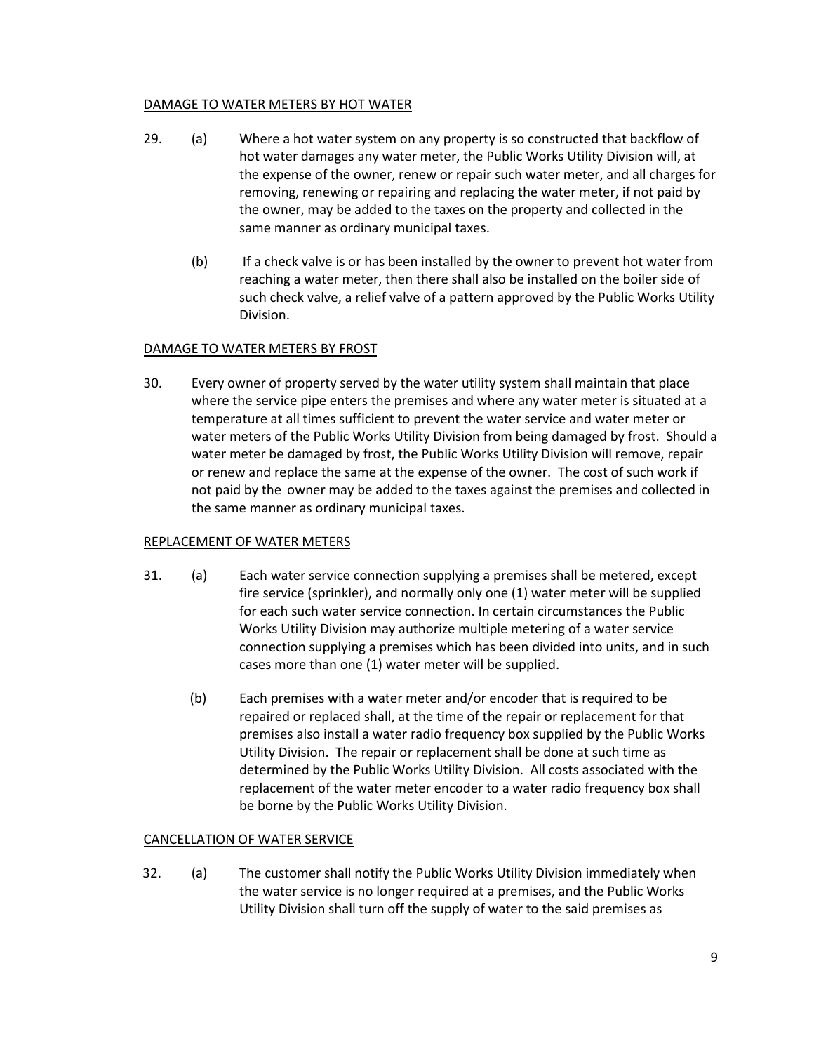DAMAGE TO WATER METERS BY HOT WATER

29. (a) Where a hot water system on any property is so constructed that backflow of hot water damages any water meter, the Public Works Utility Division will, at the expense of the owner, renew or repair such water meter, and all charges for removing, renewing or repairing and replacing the water meter, if not paid by the owner, may be added to the taxes on the property and collected in the same manner as ordinary municipal taxes.

    (b) If a check valve is or has been installed by the owner to prevent hot water from reaching a water meter, then there shall also be installed on the boiler side of such check valve, a relief valve of a pattern approved by the Public Works Utility Division.

DAMAGE TO WATER METERS BY FROST

30. Every owner of property served by the water utility system shall maintain that place where the service pipe enters the premises and where any water meter is situated at a temperature at all times sufficient to prevent the water service and water meter or water meters of the Public Works Utility Division from being damaged by frost. Should a water meter be damaged by frost, the Public Works Utility Division will remove, repair or renew and replace the same at the expense of the owner. The cost of such work if not paid by the owner may be added to the taxes against the premises and collected in the same manner as ordinary municipal taxes.

REPLACEMENT OF WATER METERS

31. (a) Each water service connection supplying a premises shall be metered, except fire service (sprinkler), and normally only one (1) water meter will be supplied for each such water service connection. In certain circumstances the Public Works Utility Division may authorize multiple metering of a water service connection supplying a premises which has been divided into units, and in such cases more than one (1) water meter will be supplied.

    (b) Each premises with a water meter and/or encoder that is required to be repaired or replaced shall, at the time of the repair or replacement for that premises also install a water radio frequency box supplied by the Public Works Utility Division. The repair or replacement shall be done at such time as determined by the Public Works Utility Division. All costs associated with the replacement of the water meter encoder to a water radio frequency box shall be borne by the Public Works Utility Division.

CANCELLATION OF WATER SERVICE

32. (a) The customer shall notify the Public Works Utility Division immediately when the water service is no longer required at a premises, and the Public Works Utility Division shall turn off the supply of water to the said premises as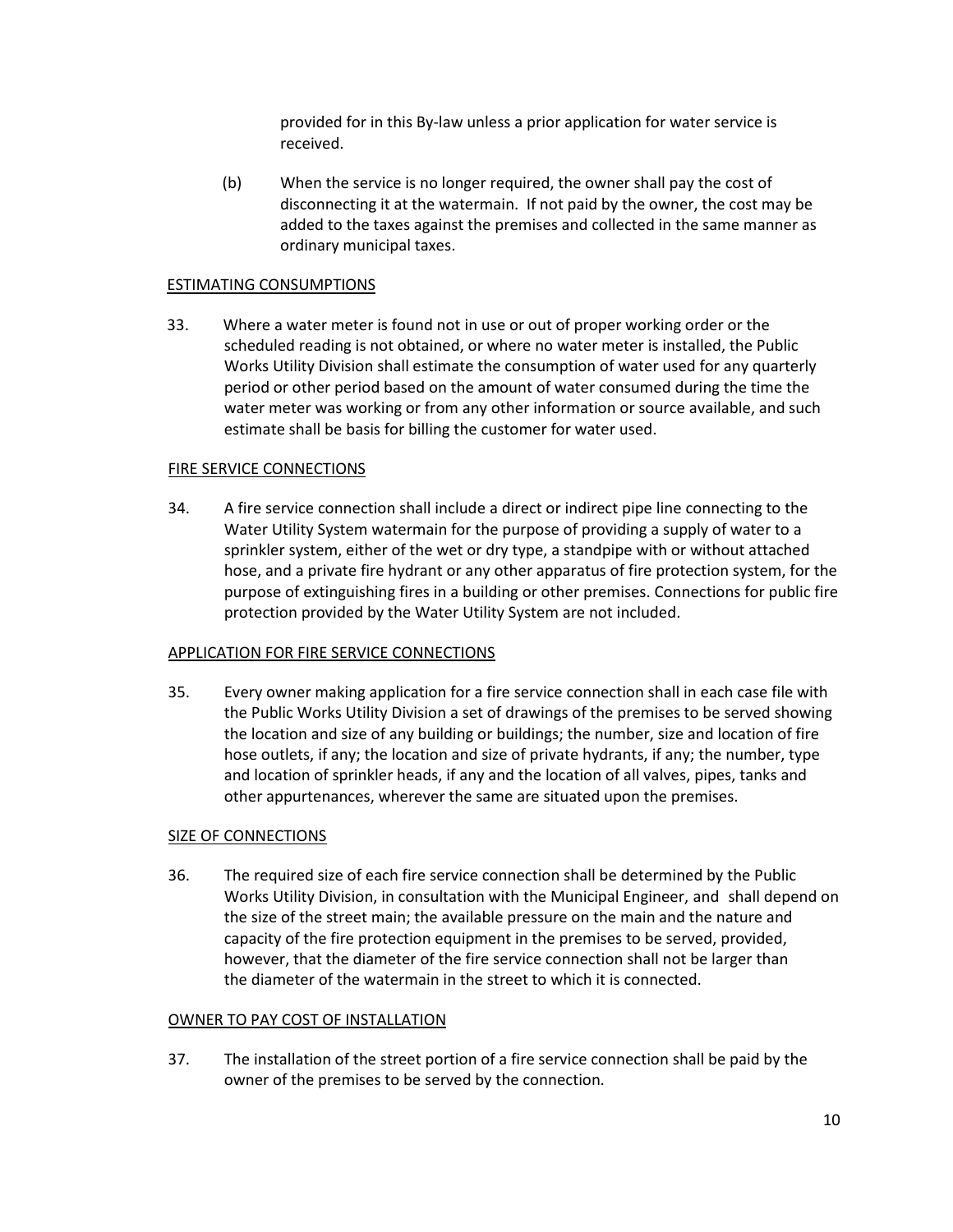provided for in this By-law unless a prior application for water service is received.

(b) When the service is no longer required, the owner shall pay the cost of disconnecting it at the watermain. If not paid by the owner, the cost may be added to the taxes against the premises and collected in the same manner as ordinary municipal taxes.

<u>ESTIMATING CONSUMPTIONS</u>

33. Where a water meter is found not in use or out of proper working order or the scheduled reading is not obtained, or where no water meter is installed, the Public Works Utility Division shall estimate the consumption of water used for any quarterly period or other period based on the amount of water consumed during the time the water meter was working or from any other information or source available, and such estimate shall be basis for billing the customer for water used.

<u>FIRE SERVICE CONNECTIONS</u>

34. A fire service connection shall include a direct or indirect pipe line connecting to the Water Utility System watermain for the purpose of providing a supply of water to a sprinkler system, either of the wet or dry type, a standpipe with or without attached hose, and a private fire hydrant or any other apparatus of fire protection system, for the purpose of extinguishing fires in a building or other premises. Connections for public fire protection provided by the Water Utility System are not included.

<u>APPLICATION FOR FIRE SERVICE CONNECTIONS</u>

35. Every owner making application for a fire service connection shall in each case file with the Public Works Utility Division a set of drawings of the premises to be served showing the location and size of any building or buildings; the number, size and location of fire hose outlets, if any; the location and size of private hydrants, if any; the number, type and location of sprinkler heads, if any and the location of all valves, pipes, tanks and other appurtenances, wherever the same are situated upon the premises.

<u>SIZE OF CONNECTIONS</u>

36. The required size of each fire service connection shall be determined by the Public Works Utility Division, in consultation with the Municipal Engineer, and shall depend on the size of the street main; the available pressure on the main and the nature and capacity of the fire protection equipment in the premises to be served, provided, however, that the diameter of the fire service connection shall not be larger than the diameter of the watermain in the street to which it is connected.

<u>OWNER TO PAY COST OF INSTALLATION</u>

37. The installation of the street portion of a fire service connection shall be paid by the owner of the premises to be served by the connection.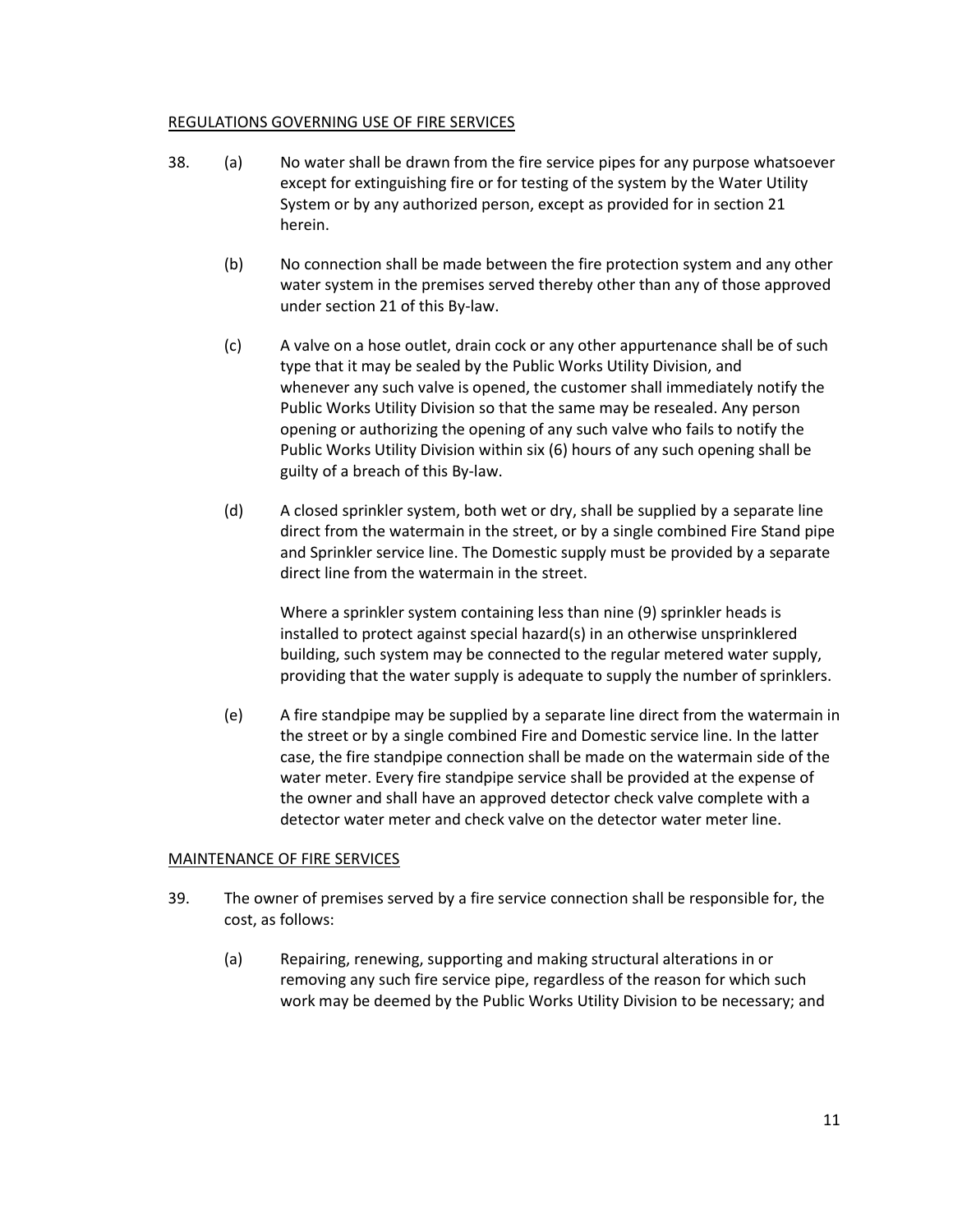REGULATIONS GOVERNING USE OF FIRE SERVICES

38. (a) No water shall be drawn from the fire service pipes for any purpose whatsoever except for extinguishing fire or for testing of the system by the Water Utility System or by any authorized person, except as provided for in section 21 herein.

(b) No connection shall be made between the fire protection system and any other water system in the premises served thereby other than any of those approved under section 21 of this By-law.

(c) A valve on a hose outlet, drain cock or any other appurtenance shall be of such type that it may be sealed by the Public Works Utility Division, and whenever any such valve is opened, the customer shall immediately notify the Public Works Utility Division so that the same may be resealed. Any person opening or authorizing the opening of any such valve who fails to notify the Public Works Utility Division within six (6) hours of any such opening shall be guilty of a breach of this By-law.

(d) A closed sprinkler system, both wet or dry, shall be supplied by a separate line direct from the watermain in the street, or by a single combined Fire Stand pipe and Sprinkler service line. The Domestic supply must be provided by a separate direct line from the watermain in the street.

Where a sprinkler system containing less than nine (9) sprinkler heads is installed to protect against special hazard(s) in an otherwise unsprinklered building, such system may be connected to the regular metered water supply, providing that the water supply is adequate to supply the number of sprinklers.

(e) A fire standpipe may be supplied by a separate line direct from the watermain in the street or by a single combined Fire and Domestic service line. In the latter case, the fire standpipe connection shall be made on the watermain side of the water meter. Every fire standpipe service shall be provided at the expense of the owner and shall have an approved detector check valve complete with a detector water meter and check valve on the detector water meter line.

MAINTENANCE OF FIRE SERVICES

39. The owner of premises served by a fire service connection shall be responsible for, the cost, as follows:

(a) Repairing, renewing, supporting and making structural alterations in or removing any such fire service pipe, regardless of the reason for which such work may be deemed by the Public Works Utility Division to be necessary; and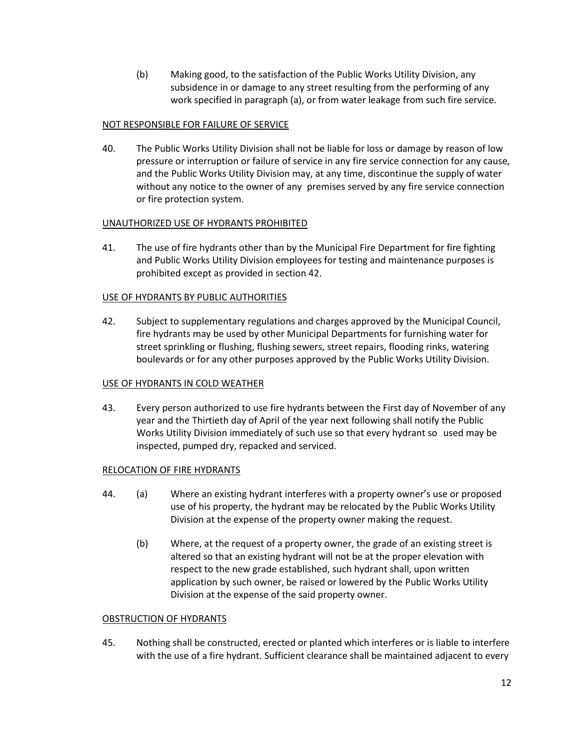(b) Making good, to the satisfaction of the Public Works Utility Division, any subsidence in or damage to any street resulting from the performing of any work specified in paragraph (a), or from water leakage from such fire service.

NOT RESPONSIBLE FOR FAILURE OF SERVICE

40. The Public Works Utility Division shall not be liable for loss or damage by reason of low pressure or interruption or failure of service in any fire service connection for any cause, and the Public Works Utility Division may, at any time, discontinue the supply of water without any notice to the owner of any premises served by any fire service connection or fire protection system.

UNAUTHORIZED USE OF HYDRANTS PROHIBITED

41. The use of fire hydrants other than by the Municipal Fire Department for fire fighting and Public Works Utility Division employees for testing and maintenance purposes is prohibited except as provided in section 42.

USE OF HYDRANTS BY PUBLIC AUTHORITIES

42. Subject to supplementary regulations and charges approved by the Municipal Council, fire hydrants may be used by other Municipal Departments for furnishing water for street sprinkling or flushing, flushing sewers, street repairs, flooding rinks, watering boulevards or for any other purposes approved by the Public Works Utility Division.

USE OF HYDRANTS IN COLD WEATHER

43. Every person authorized to use fire hydrants between the First day of November of any year and the Thirtieth day of April of the year next following shall notify the Public Works Utility Division immediately of such use so that every hydrant so used may be inspected, pumped dry, repacked and serviced.

RELOCATION OF FIRE HYDRANTS

44. (a) Where an existing hydrant interferes with a property owner's use or proposed use of his property, the hydrant may be relocated by the Public Works Utility Division at the expense of the property owner making the request.

(b) Where, at the request of a property owner, the grade of an existing street is altered so that an existing hydrant will not be at the proper elevation with respect to the new grade established, such hydrant shall, upon written application by such owner, be raised or lowered by the Public Works Utility Division at the expense of the said property owner.

OBSTRUCTION OF HYDRANTS

45. Nothing shall be constructed, erected or planted which interferes or is liable to interfere with the use of a fire hydrant. Sufficient clearance shall be maintained adjacent to every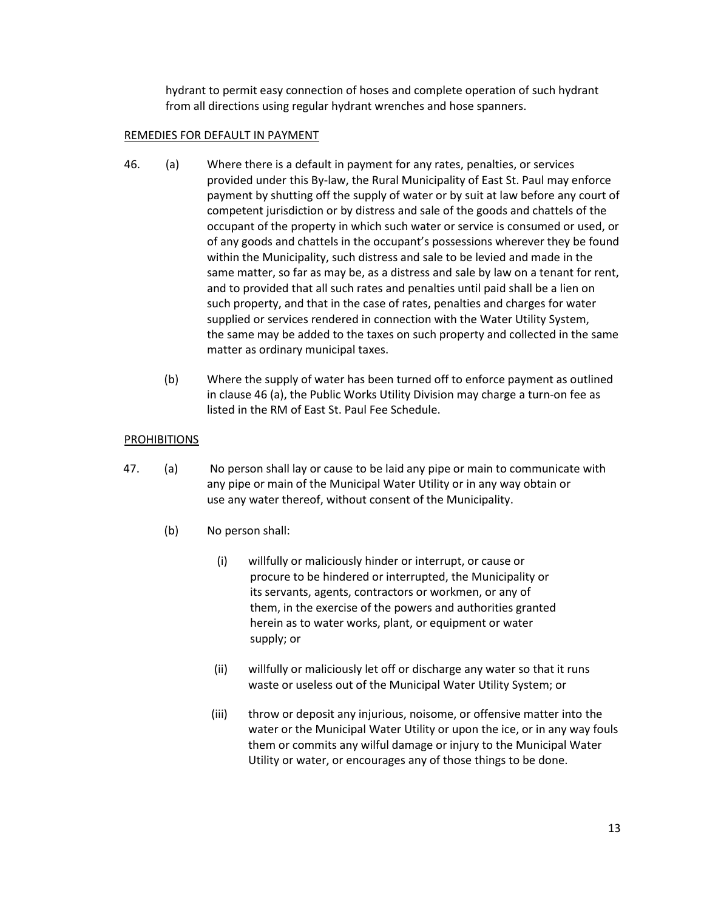hydrant to permit easy connection of hoses and complete operation of such hydrant from all directions using regular hydrant wrenches and hose spanners.

<u>REMEDIES FOR DEFAULT IN PAYMENT</u>

46. (a) Where there is a default in payment for any rates, penalties, or services provided under this By-law, the Rural Municipality of East St. Paul may enforce payment by shutting off the supply of water or by suit at law before any court of competent jurisdiction or by distress and sale of the goods and chattels of the occupant of the property in which such water or service is consumed or used, or of any goods and chattels in the occupant's possessions wherever they be found within the Municipality, such distress and sale to be levied and made in the same matter, so far as may be, as a distress and sale by law on a tenant for rent, and to provided that all such rates and penalties until paid shall be a lien on such property, and that in the case of rates, penalties and charges for water supplied or services rendered in connection with the Water Utility System, the same may be added to the taxes on such property and collected in the same matter as ordinary municipal taxes.

    (b) Where the supply of water has been turned off to enforce payment as outlined in clause 46 (a), the Public Works Utility Division may charge a turn-on fee as listed in the RM of East St. Paul Fee Schedule.

<u>PROHIBITIONS</u>

47. (a) No person shall lay or cause to be laid any pipe or main to communicate with any pipe or main of the Municipal Water Utility or in any way obtain or use any water thereof, without consent of the Municipality.

    (b) No person shall:

        (i) willfully or maliciously hinder or interrupt, or cause or procure to be hindered or interrupted, the Municipality or its servants, agents, contractors or workmen, or any of them, in the exercise of the powers and authorities granted herein as to water works, plant, or equipment or water supply; or

        (ii) willfully or maliciously let off or discharge any water so that it runs waste or useless out of the Municipal Water Utility System; or

        (iii) throw or deposit any injurious, noisome, or offensive matter into the water or the Municipal Water Utility or upon the ice, or in any way fouls them or commits any wilful damage or injury to the Municipal Water Utility or water, or encourages any of those things to be done.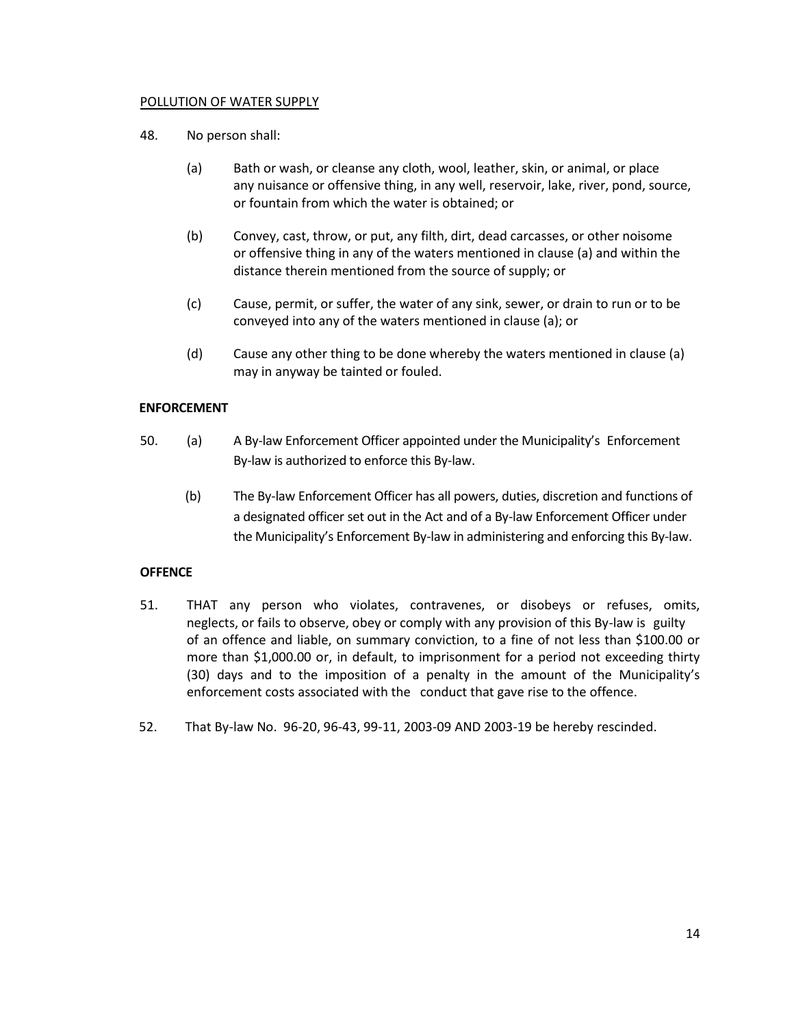<u>POLLUTION OF WATER SUPPLY</u>

48. No person shall:

(a) Bath or wash, or cleanse any cloth, wool, leather, skin, or animal, or place any nuisance or offensive thing, in any well, reservoir, lake, river, pond, source, or fountain from which the water is obtained; or

(b) Convey, cast, throw, or put, any filth, dirt, dead carcasses, or other noisome or offensive thing in any of the waters mentioned in clause (a) and within the distance therein mentioned from the source of supply; or

(c) Cause, permit, or suffer, the water of any sink, sewer, or drain to run or to be conveyed into any of the waters mentioned in clause (a); or

(d) Cause any other thing to be done whereby the waters mentioned in clause (a) may in anyway be tainted or fouled.

**ENFORCEMENT**

50. (a) A By-law Enforcement Officer appointed under the Municipality's Enforcement By-law is authorized to enforce this By-law.

(b) The By-law Enforcement Officer has all powers, duties, discretion and functions of a designated officer set out in the Act and of a By-law Enforcement Officer under the Municipality's Enforcement By-law in administering and enforcing this By-law.

**OFFENCE**

51. THAT any person who violates, contravenes, or disobeys or refuses, omits, neglects, or fails to observe, obey or comply with any provision of this By-law is guilty of an offence and liable, on summary conviction, to a fine of not less than $100.00 or more than $1,000.00 or, in default, to imprisonment for a period not exceeding thirty (30) days and to the imposition of a penalty in the amount of the Municipality's enforcement costs associated with the conduct that gave rise to the offence.

52. That By-law No. 96-20, 96-43, 99-11, 2003-09 AND 2003-19 be hereby rescinded.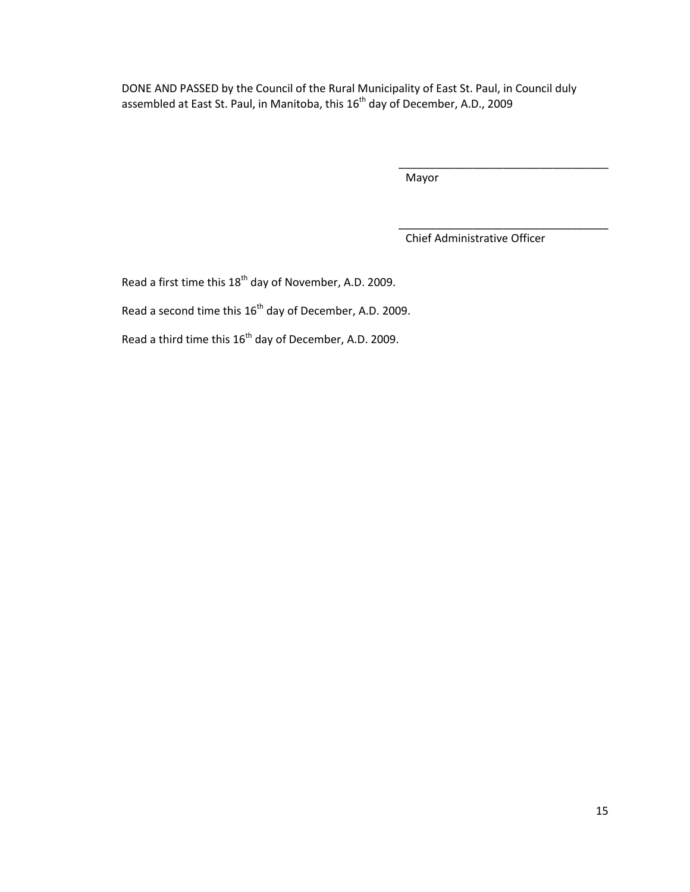DONE AND PASSED by the Council of the Rural Municipality of East St. Paul, in Council duly assembled at East St. Paul, in Manitoba, this 16th day of December, A.D., 2009

\_\_\_\_\_\_\_\_\_\_\_\_\_\_\_\_\_\_\_\_\_\_\_\_\_\_\_\_\_\_\_\_\_\_\_
Mayor

\_\_\_\_\_\_\_\_\_\_\_\_\_\_\_\_\_\_\_\_\_\_\_\_\_\_\_\_\_\_\_\_\_\_\_
Chief Administrative Officer

Read a first time this 18th day of November, A.D. 2009.

Read a second time this 16th day of December, A.D. 2009.

Read a third time this 16th day of December, A.D. 2009.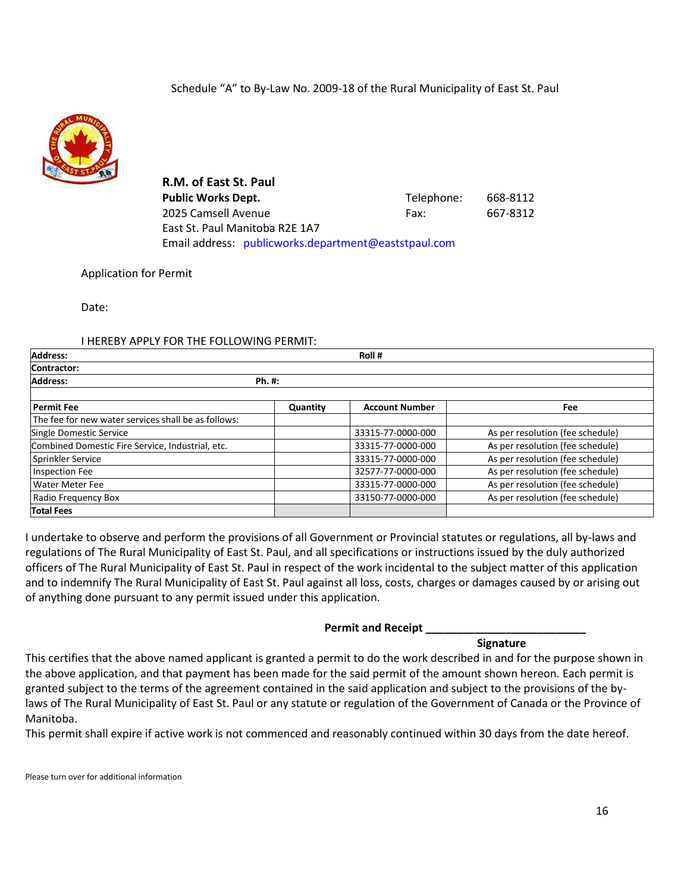Schedule “A” to By-Law No. 2009-18 of the Rural Municipality of East St. Paul

**R.M. of East St. Paul**
**Public Works Dept.** Telephone: 668-8112
2025 Camsell Avenue Fax: 667-8312
East St. Paul Manitoba R2E 1A7
Email address: publicworks.department@eaststpaul.com

Application for Permit

Date:

I HEREBY APPLY FOR THE FOLLOWING PERMIT:

| **Address:** | **Roll #** | | |
|---|---|---|---|
| **Contractor:** | | | |
| **Address:** **Ph. #:** | | | |
| | | | |
| **Permit Fee** | **Quantity** | **Account Number** | **Fee** |
| The fee for new water services shall be as follows: | | | |
| Single Domestic Service | | 33315-77-0000-000 | As per resolution (fee schedule) |
| Combined Domestic Fire Service, Industrial, etc. | | 33315-77-0000-000 | As per resolution (fee schedule) |
| Sprinkler Service | | 33315-77-0000-000 | As per resolution (fee schedule) |
| Inspection Fee | | 32577-77-0000-000 | As per resolution (fee schedule) |
| Water Meter Fee | | 33315-77-0000-000 | As per resolution (fee schedule) |
| Radio Frequency Box | | 33150-77-0000-000 | As per resolution (fee schedule) |
| **Total Fees** | | | |

I undertake to observe and perform the provisions of all Government or Provincial statutes or regulations, all by-laws and regulations of The Rural Municipality of East St. Paul, and all specifications or instructions issued by the duly authorized officers of The Rural Municipality of East St. Paul in respect of the work incidental to the subject matter of this application and to indemnify The Rural Municipality of East St. Paul against all loss, costs, charges or damages caused by or arising out of anything done pursuant to any permit issued under this application.

**Permit and Receipt** ___________________________
**Signature**

This certifies that the above named applicant is granted a permit to do the work described in and for the purpose shown in the above application, and that payment has been made for the said permit of the amount shown hereon. Each permit is granted subject to the terms of the agreement contained in the said application and subject to the provisions of the by-laws of The Rural Municipality of East St. Paul or any statute or regulation of the Government of Canada or the Province of Manitoba.

This permit shall expire if active work is not commenced and reasonably continued within 30 days from the date hereof.

Please turn over for additional information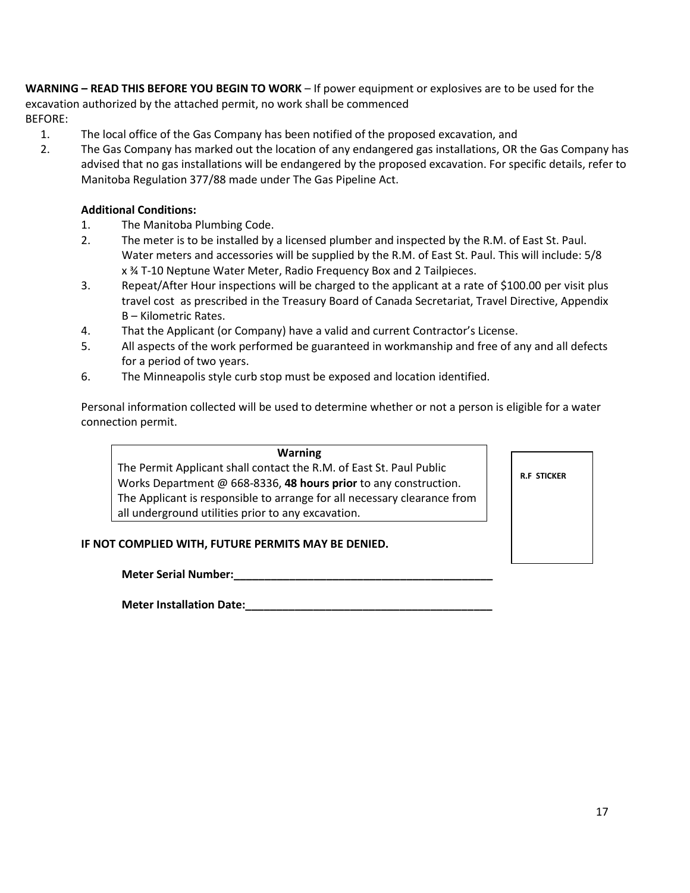**WARNING – READ THIS BEFORE YOU BEGIN TO WORK** – If power equipment or explosives are to be used for the excavation authorized by the attached permit, no work shall be commenced BEFORE:

1. The local office of the Gas Company has been notified of the proposed excavation, and
2. The Gas Company has marked out the location of any endangered gas installations, OR the Gas Company has advised that no gas installations will be endangered by the proposed excavation. For specific details, refer to Manitoba Regulation 377/88 made under The Gas Pipeline Act.

**Additional Conditions:**

1. The Manitoba Plumbing Code.
2. The meter is to be installed by a licensed plumber and inspected by the R.M. of East St. Paul. Water meters and accessories will be supplied by the R.M. of East St. Paul. This will include: 5/8 x ¾ T-10 Neptune Water Meter, Radio Frequency Box and 2 Tailpieces.
3. Repeat/After Hour inspections will be charged to the applicant at a rate of $100.00 per visit plus travel cost as prescribed in the Treasury Board of Canada Secretariat, Travel Directive, Appendix B – Kilometric Rates.
4. That the Applicant (or Company) have a valid and current Contractor's License.
5. All aspects of the work performed be guaranteed in workmanship and free of any and all defects for a period of two years.
6. The Minneapolis style curb stop must be exposed and location identified.

Personal information collected will be used to determine whether or not a person is eligible for a water connection permit.

**Warning**

The Permit Applicant shall contact the R.M. of East St. Paul Public Works Department @ 668-8336, **48 hours prior** to any construction. The Applicant is responsible to arrange for all necessary clearance from all underground utilities prior to any excavation.

**R.F STICKER**

**IF NOT COMPLIED WITH, FUTURE PERMITS MAY BE DENIED.**

**Meter Serial Number:**_______________________________________

**Meter Installation Date:**_____________________________________